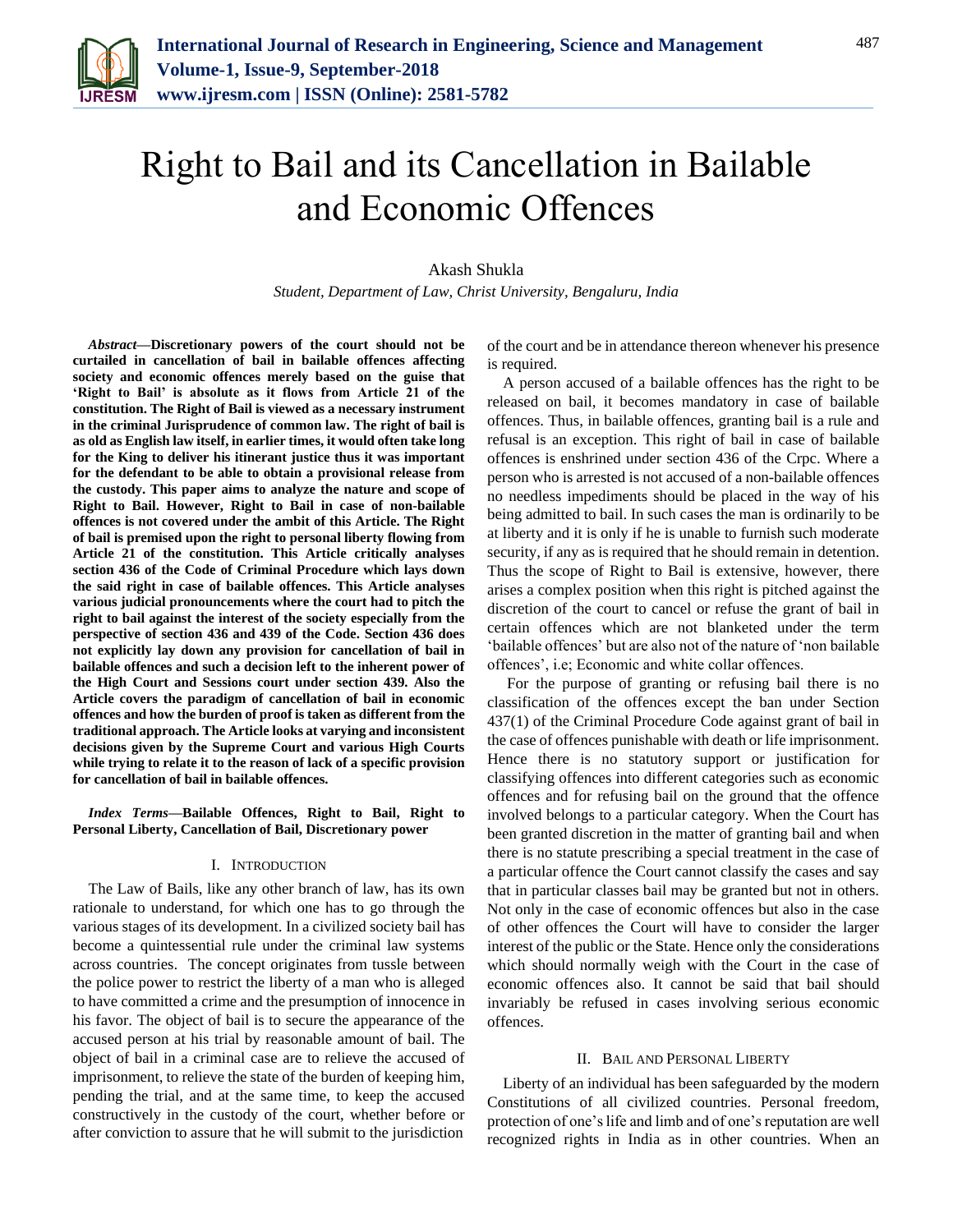# Right to Bail and its Cancellation in Bailable and Economic Offences

Akash Shukla

*Student, Department of Law, Christ University, Bengaluru, India*

***Abstract*—Discretionary powers of the court should not be curtailed in cancellation of bail in bailable offences affecting society and economic offences merely based on the guise that 'Right to Bail' is absolute as it flows from Article 21 of the constitution. The Right of Bail is viewed as a necessary instrument in the criminal Jurisprudence of common law. The right of bail is as old as English law itself, in earlier times, it would often take long for the King to deliver his itinerant justice thus it was important for the defendant to be able to obtain a provisional release from the custody. This paper aims to analyze the nature and scope of Right to Bail. However, Right to Bail in case of non-bailable offences is not covered under the ambit of this Article. The Right of bail is premised upon the right to personal liberty flowing from Article 21 of the constitution. This Article critically analyses section 436 of the Code of Criminal Procedure which lays down the said right in case of bailable offences. This Article analyses various judicial pronouncements where the court had to pitch the right to bail against the interest of the society especially from the perspective of section 436 and 439 of the Code. Section 436 does not explicitly lay down any provision for cancellation of bail in bailable offences and such a decision left to the inherent power of the High Court and Sessions court under section 439. Also the Article covers the paradigm of cancellation of bail in economic offences and how the burden of proof is taken as different from the traditional approach. The Article looks at varying and inconsistent decisions given by the Supreme Court and various High Courts while trying to relate it to the reason of lack of a specific provision for cancellation of bail in bailable offences.**

***Index Terms*—Bailable Offences, Right to Bail, Right to Personal Liberty, Cancellation of Bail, Discretionary power**

## I. Introduction

The Law of Bails, like any other branch of law, has its own rationale to understand, for which one has to go through the various stages of its development. In a civilized society bail has become a quintessential rule under the criminal law systems across countries. The concept originates from tussle between the police power to restrict the liberty of a man who is alleged to have committed a crime and the presumption of innocence in his favor. The object of bail is to secure the appearance of the accused person at his trial by reasonable amount of bail. The object of bail in a criminal case are to relieve the accused of imprisonment, to relieve the state of the burden of keeping him, pending the trial, and at the same time, to keep the accused constructively in the custody of the court, whether before or after conviction to assure that he will submit to the jurisdiction of the court and be in attendance thereon whenever his presence is required.

A person accused of a bailable offences has the right to be released on bail, it becomes mandatory in case of bailable offences. Thus, in bailable offences, granting bail is a rule and refusal is an exception. This right of bail in case of bailable offences is enshrined under section 436 of the Crpc. Where a person who is arrested is not accused of a non-bailable offences no needless impediments should be placed in the way of his being admitted to bail. In such cases the man is ordinarily to be at liberty and it is only if he is unable to furnish such moderate security, if any as is required that he should remain in detention. Thus the scope of Right to Bail is extensive, however, there arises a complex position when this right is pitched against the discretion of the court to cancel or refuse the grant of bail in certain offences which are not blanketed under the term 'bailable offences' but are also not of the nature of 'non bailable offences', i.e; Economic and white collar offences.

For the purpose of granting or refusing bail there is no classification of the offences except the ban under Section 437(1) of the Criminal Procedure Code against grant of bail in the case of offences punishable with death or life imprisonment. Hence there is no statutory support or justification for classifying offences into different categories such as economic offences and for refusing bail on the ground that the offence involved belongs to a particular category. When the Court has been granted discretion in the matter of granting bail and when there is no statute prescribing a special treatment in the case of a particular offence the Court cannot classify the cases and say that in particular classes bail may be granted but not in others. Not only in the case of economic offences but also in the case of other offences the Court will have to consider the larger interest of the public or the State. Hence only the considerations which should normally weigh with the Court in the case of economic offences also. It cannot be said that bail should invariably be refused in cases involving serious economic offences.

## II. Bail and Personal Liberty

Liberty of an individual has been safeguarded by the modern Constitutions of all civilized countries. Personal freedom, protection of one's life and limb and of one's reputation are well recognized rights in India as in other countries. When an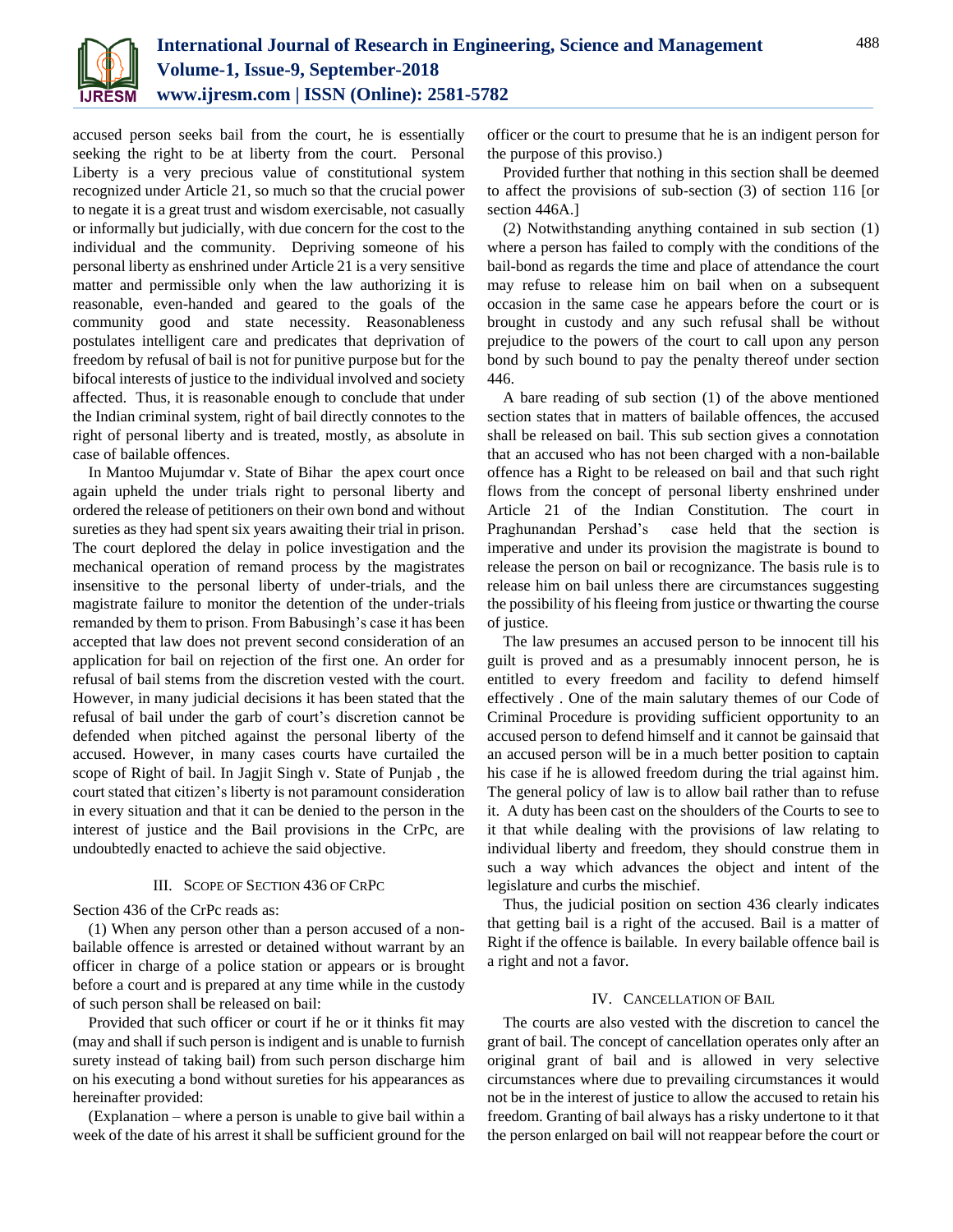accused person seeks bail from the court, he is essentially seeking the right to be at liberty from the court. Personal Liberty is a very precious value of constitutional system recognized under Article 21, so much so that the crucial power to negate it is a great trust and wisdom exercisable, not casually or informally but judicially, with due concern for the cost to the individual and the community. Depriving someone of his personal liberty as enshrined under Article 21 is a very sensitive matter and permissible only when the law authorizing it is reasonable, even-handed and geared to the goals of the community good and state necessity. Reasonableness postulates intelligent care and predicates that deprivation of freedom by refusal of bail is not for punitive purpose but for the bifocal interests of justice to the individual involved and society affected. Thus, it is reasonable enough to conclude that under the Indian criminal system, right of bail directly connotes to the right of personal liberty and is treated, mostly, as absolute in case of bailable offences.

In Mantoo Mujumdar v. State of Bihar the apex court once again upheld the under trials right to personal liberty and ordered the release of petitioners on their own bond and without sureties as they had spent six years awaiting their trial in prison. The court deplored the delay in police investigation and the mechanical operation of remand process by the magistrates insensitive to the personal liberty of under-trials, and the magistrate failure to monitor the detention of the under-trials remanded by them to prison. From Babusingh's case it has been accepted that law does not prevent second consideration of an application for bail on rejection of the first one. An order for refusal of bail stems from the discretion vested with the court. However, in many judicial decisions it has been stated that the refusal of bail under the garb of court's discretion cannot be defended when pitched against the personal liberty of the accused. However, in many cases courts have curtailed the scope of Right of bail. In Jagjit Singh v. State of Punjab , the court stated that citizen's liberty is not paramount consideration in every situation and that it can be denied to the person in the interest of justice and the Bail provisions in the CrPc, are undoubtedly enacted to achieve the said objective.

## III. Scope of Section 436 of CrPc

Section 436 of the CrPc reads as:

(1) When any person other than a person accused of a non-bailable offence is arrested or detained without warrant by an officer in charge of a police station or appears or is brought before a court and is prepared at any time while in the custody of such person shall be released on bail:

Provided that such officer or court if he or it thinks fit may (may and shall if such person is indigent and is unable to furnish surety instead of taking bail) from such person discharge him on his executing a bond without sureties for his appearances as hereinafter provided:

(Explanation – where a person is unable to give bail within a week of the date of his arrest it shall be sufficient ground for the officer or the court to presume that he is an indigent person for the purpose of this proviso.)

Provided further that nothing in this section shall be deemed to affect the provisions of sub-section (3) of section 116 [or section 446A.]

(2) Notwithstanding anything contained in sub section (1) where a person has failed to comply with the conditions of the bail-bond as regards the time and place of attendance the court may refuse to release him on bail when on a subsequent occasion in the same case he appears before the court or is brought in custody and any such refusal shall be without prejudice to the powers of the court to call upon any person bond by such bound to pay the penalty thereof under section 446.

A bare reading of sub section (1) of the above mentioned section states that in matters of bailable offences, the accused shall be released on bail. This sub section gives a connotation that an accused who has not been charged with a non-bailable offence has a Right to be released on bail and that such right flows from the concept of personal liberty enshrined under Article 21 of the Indian Constitution. The court in Praghunandan Pershad's case held that the section is imperative and under its provision the magistrate is bound to release the person on bail or recognizance. The basis rule is to release him on bail unless there are circumstances suggesting the possibility of his fleeing from justice or thwarting the course of justice.

The law presumes an accused person to be innocent till his guilt is proved and as a presumably innocent person, he is entitled to every freedom and facility to defend himself effectively . One of the main salutary themes of our Code of Criminal Procedure is providing sufficient opportunity to an accused person to defend himself and it cannot be gainsaid that an accused person will be in a much better position to captain his case if he is allowed freedom during the trial against him. The general policy of law is to allow bail rather than to refuse it. A duty has been cast on the shoulders of the Courts to see to it that while dealing with the provisions of law relating to individual liberty and freedom, they should construe them in such a way which advances the object and intent of the legislature and curbs the mischief.

Thus, the judicial position on section 436 clearly indicates that getting bail is a right of the accused. Bail is a matter of Right if the offence is bailable. In every bailable offence bail is a right and not a favor.

## IV. Cancellation of Bail

The courts are also vested with the discretion to cancel the grant of bail. The concept of cancellation operates only after an original grant of bail and is allowed in very selective circumstances where due to prevailing circumstances it would not be in the interest of justice to allow the accused to retain his freedom. Granting of bail always has a risky undertone to it that the person enlarged on bail will not reappear before the court or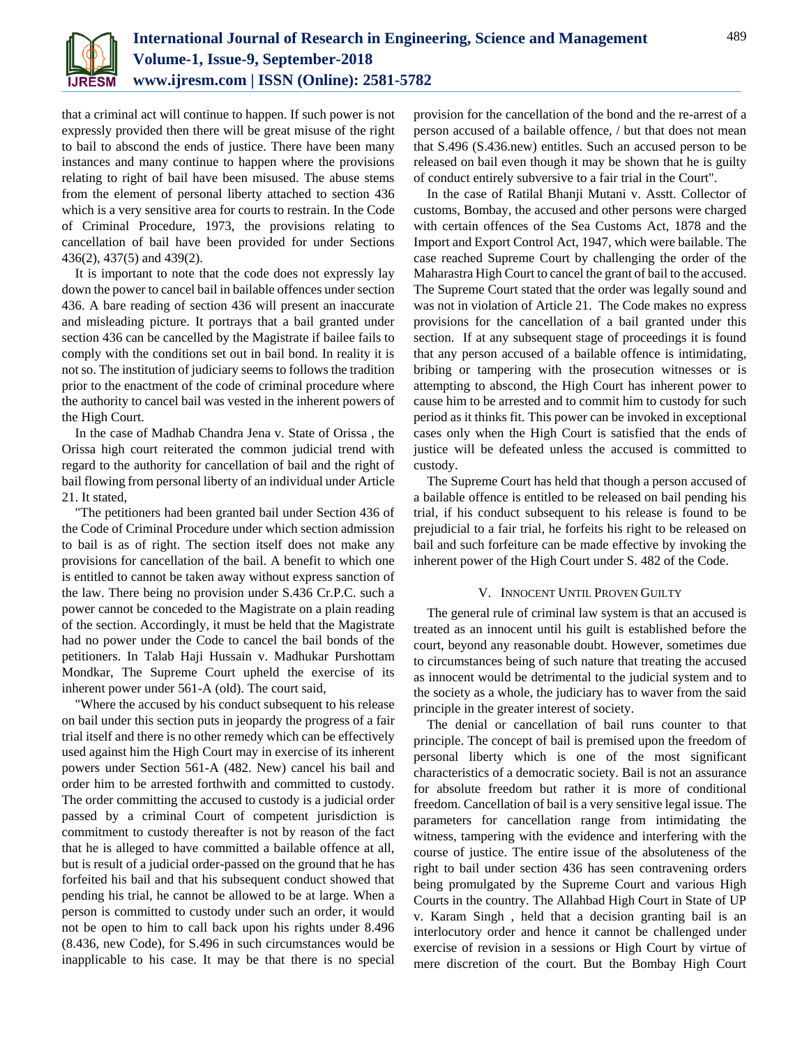that a criminal act will continue to happen. If such power is not expressly provided then there will be great misuse of the right to bail to abscond the ends of justice. There have been many instances and many continue to happen where the provisions relating to right of bail have been misused. The abuse stems from the element of personal liberty attached to section 436 which is a very sensitive area for courts to restrain. In the Code of Criminal Procedure, 1973, the provisions relating to cancellation of bail have been provided for under Sections 436(2), 437(5) and 439(2).

It is important to note that the code does not expressly lay down the power to cancel bail in bailable offences under section 436. A bare reading of section 436 will present an inaccurate and misleading picture. It portrays that a bail granted under section 436 can be cancelled by the Magistrate if bailee fails to comply with the conditions set out in bail bond. In reality it is not so. The institution of judiciary seems to follows the tradition prior to the enactment of the code of criminal procedure where the authority to cancel bail was vested in the inherent powers of the High Court.

In the case of Madhab Chandra Jena v. State of Orissa , the Orissa high court reiterated the common judicial trend with regard to the authority for cancellation of bail and the right of bail flowing from personal liberty of an individual under Article 21. It stated,

"The petitioners had been granted bail under Section 436 of the Code of Criminal Procedure under which section admission to bail is as of right. The section itself does not make any provisions for cancellation of the bail. A benefit to which one is entitled to cannot be taken away without express sanction of the law. There being no provision under S.436 Cr.P.C. such a power cannot be conceded to the Magistrate on a plain reading of the section. Accordingly, it must be held that the Magistrate had no power under the Code to cancel the bail bonds of the petitioners. In Talab Haji Hussain v. Madhukar Purshottam Mondkar, The Supreme Court upheld the exercise of its inherent power under 561-A (old). The court said,

"Where the accused by his conduct subsequent to his release on bail under this section puts in jeopardy the progress of a fair trial itself and there is no other remedy which can be effectively used against him the High Court may in exercise of its inherent powers under Section 561-A (482. New) cancel his bail and order him to be arrested forthwith and committed to custody. The order committing the accused to custody is a judicial order passed by a criminal Court of competent jurisdiction is commitment to custody thereafter is not by reason of the fact that he is alleged to have committed a bailable offence at all, but is result of a judicial order-passed on the ground that he has forfeited his bail and that his subsequent conduct showed that pending his trial, he cannot be allowed to be at large. When a person is committed to custody under such an order, it would not be open to him to call back upon his rights under 8.496 (8.436, new Code), for S.496 in such circumstances would be inapplicable to his case. It may be that there is no special provision for the cancellation of the bond and the re-arrest of a person accused of a bailable offence, / but that does not mean that S.496 (S.436.new) entitles. Such an accused person to be released on bail even though it may be shown that he is guilty of conduct entirely subversive to a fair trial in the Court".

In the case of Ratilal Bhanji Mutani v. Asstt. Collector of customs, Bombay, the accused and other persons were charged with certain offences of the Sea Customs Act, 1878 and the Import and Export Control Act, 1947, which were bailable. The case reached Supreme Court by challenging the order of the Maharastra High Court to cancel the grant of bail to the accused. The Supreme Court stated that the order was legally sound and was not in violation of Article 21. The Code makes no express provisions for the cancellation of a bail granted under this section. If at any subsequent stage of proceedings it is found that any person accused of a bailable offence is intimidating, bribing or tampering with the prosecution witnesses or is attempting to abscond, the High Court has inherent power to cause him to be arrested and to commit him to custody for such period as it thinks fit. This power can be invoked in exceptional cases only when the High Court is satisfied that the ends of justice will be defeated unless the accused is committed to custody.

The Supreme Court has held that though a person accused of a bailable offence is entitled to be released on bail pending his trial, if his conduct subsequent to his release is found to be prejudicial to a fair trial, he forfeits his right to be released on bail and such forfeiture can be made effective by invoking the inherent power of the High Court under S. 482 of the Code.

## V. Innocent Until Proven Guilty

The general rule of criminal law system is that an accused is treated as an innocent until his guilt is established before the court, beyond any reasonable doubt. However, sometimes due to circumstances being of such nature that treating the accused as innocent would be detrimental to the judicial system and to the society as a whole, the judiciary has to waver from the said principle in the greater interest of society.

The denial or cancellation of bail runs counter to that principle. The concept of bail is premised upon the freedom of personal liberty which is one of the most significant characteristics of a democratic society. Bail is not an assurance for absolute freedom but rather it is more of conditional freedom. Cancellation of bail is a very sensitive legal issue. The parameters for cancellation range from intimidating the witness, tampering with the evidence and interfering with the course of justice. The entire issue of the absoluteness of the right to bail under section 436 has seen contravening orders being promulgated by the Supreme Court and various High Courts in the country. The Allahbad High Court in State of UP v. Karam Singh , held that a decision granting bail is an interlocutory order and hence it cannot be challenged under exercise of revision in a sessions or High Court by virtue of mere discretion of the court. But the Bombay High Court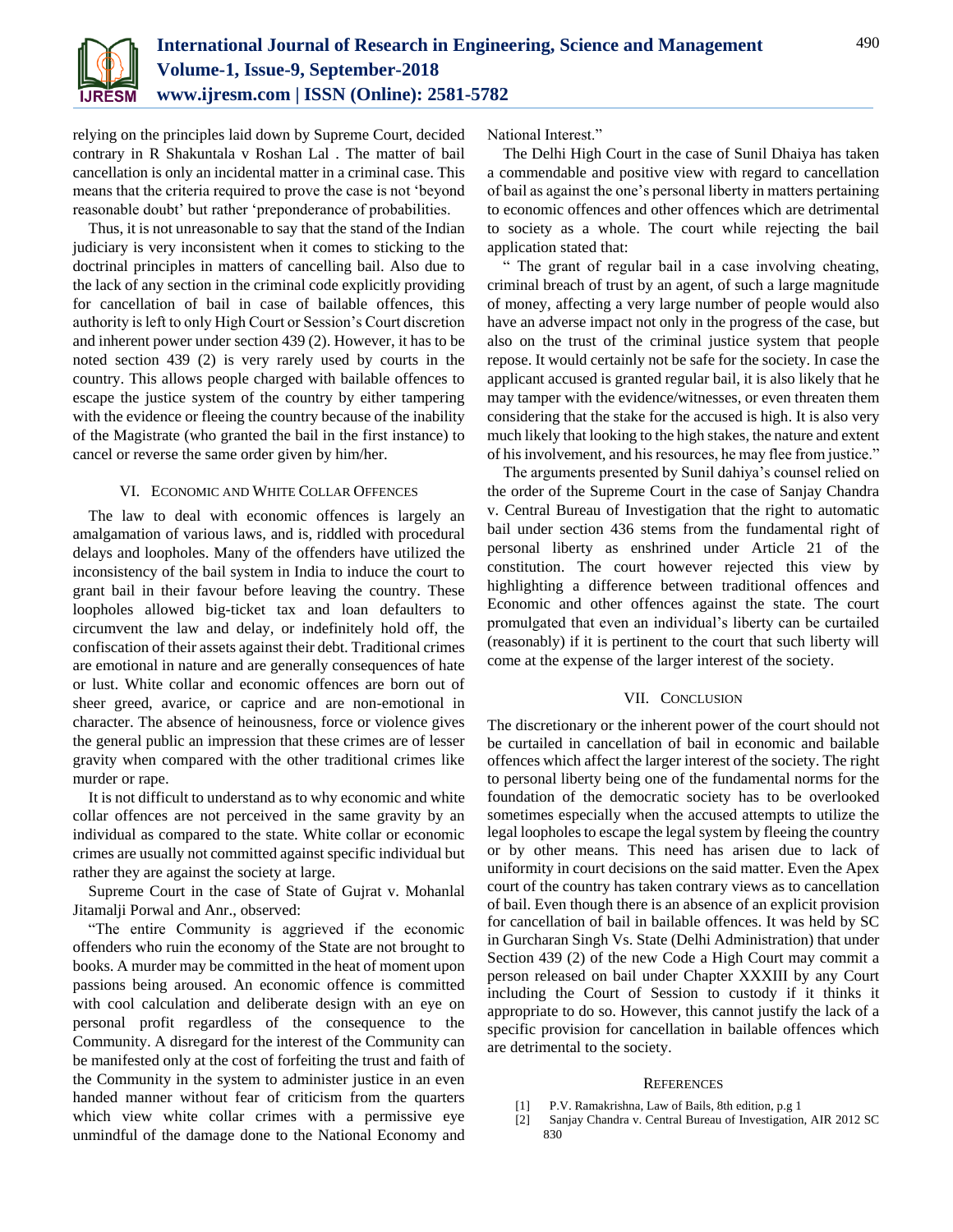relying on the principles laid down by Supreme Court, decided contrary in R Shakuntala v Roshan Lal . The matter of bail cancellation is only an incidental matter in a criminal case. This means that the criteria required to prove the case is not 'beyond reasonable doubt' but rather 'preponderance of probabilities.

Thus, it is not unreasonable to say that the stand of the Indian judiciary is very inconsistent when it comes to sticking to the doctrinal principles in matters of cancelling bail. Also due to the lack of any section in the criminal code explicitly providing for cancellation of bail in case of bailable offences, this authority is left to only High Court or Session's Court discretion and inherent power under section 439 (2). However, it has to be noted section 439 (2) is very rarely used by courts in the country. This allows people charged with bailable offences to escape the justice system of the country by either tampering with the evidence or fleeing the country because of the inability of the Magistrate (who granted the bail in the first instance) to cancel or reverse the same order given by him/her.

## VI. Economic and White Collar Offences

The law to deal with economic offences is largely an amalgamation of various laws, and is, riddled with procedural delays and loopholes. Many of the offenders have utilized the inconsistency of the bail system in India to induce the court to grant bail in their favour before leaving the country. These loopholes allowed big-ticket tax and loan defaulters to circumvent the law and delay, or indefinitely hold off, the confiscation of their assets against their debt. Traditional crimes are emotional in nature and are generally consequences of hate or lust. White collar and economic offences are born out of sheer greed, avarice, or caprice and are non-emotional in character. The absence of heinousness, force or violence gives the general public an impression that these crimes are of lesser gravity when compared with the other traditional crimes like murder or rape.

It is not difficult to understand as to why economic and white collar offences are not perceived in the same gravity by an individual as compared to the state. White collar or economic crimes are usually not committed against specific individual but rather they are against the society at large.

Supreme Court in the case of State of Gujrat v. Mohanlal Jitamalji Porwal and Anr., observed:

"The entire Community is aggrieved if the economic offenders who ruin the economy of the State are not brought to books. A murder may be committed in the heat of moment upon passions being aroused. An economic offence is committed with cool calculation and deliberate design with an eye on personal profit regardless of the consequence to the Community. A disregard for the interest of the Community can be manifested only at the cost of forfeiting the trust and faith of the Community in the system to administer justice in an even handed manner without fear of criticism from the quarters which view white collar crimes with a permissive eye unmindful of the damage done to the National Economy and National Interest."

The Delhi High Court in the case of Sunil Dhaiya has taken a commendable and positive view with regard to cancellation of bail as against the one's personal liberty in matters pertaining to economic offences and other offences which are detrimental to society as a whole. The court while rejecting the bail application stated that:

" The grant of regular bail in a case involving cheating, criminal breach of trust by an agent, of such a large magnitude of money, affecting a very large number of people would also have an adverse impact not only in the progress of the case, but also on the trust of the criminal justice system that people repose. It would certainly not be safe for the society. In case the applicant accused is granted regular bail, it is also likely that he may tamper with the evidence/witnesses, or even threaten them considering that the stake for the accused is high. It is also very much likely that looking to the high stakes, the nature and extent of his involvement, and his resources, he may flee from justice."

The arguments presented by Sunil dahiya's counsel relied on the order of the Supreme Court in the case of Sanjay Chandra v. Central Bureau of Investigation that the right to automatic bail under section 436 stems from the fundamental right of personal liberty as enshrined under Article 21 of the constitution. The court however rejected this view by highlighting a difference between traditional offences and Economic and other offences against the state. The court promulgated that even an individual's liberty can be curtailed (reasonably) if it is pertinent to the court that such liberty will come at the expense of the larger interest of the society.

## VII. Conclusion

The discretionary or the inherent power of the court should not be curtailed in cancellation of bail in economic and bailable offences which affect the larger interest of the society. The right to personal liberty being one of the fundamental norms for the foundation of the democratic society has to be overlooked sometimes especially when the accused attempts to utilize the legal loopholes to escape the legal system by fleeing the country or by other means. This need has arisen due to lack of uniformity in court decisions on the said matter. Even the Apex court of the country has taken contrary views as to cancellation of bail. Even though there is an absence of an explicit provision for cancellation of bail in bailable offences. It was held by SC in Gurcharan Singh Vs. State (Delhi Administration) that under Section 439 (2) of the new Code a High Court may commit a person released on bail under Chapter XXXIII by any Court including the Court of Session to custody if it thinks it appropriate to do so. However, this cannot justify the lack of a specific provision for cancellation in bailable offences which are detrimental to the society.

## References

[1] P.V. Ramakrishna, Law of Bails, 8th edition, p.g 1

[2] Sanjay Chandra v. Central Bureau of Investigation, AIR 2012 SC 830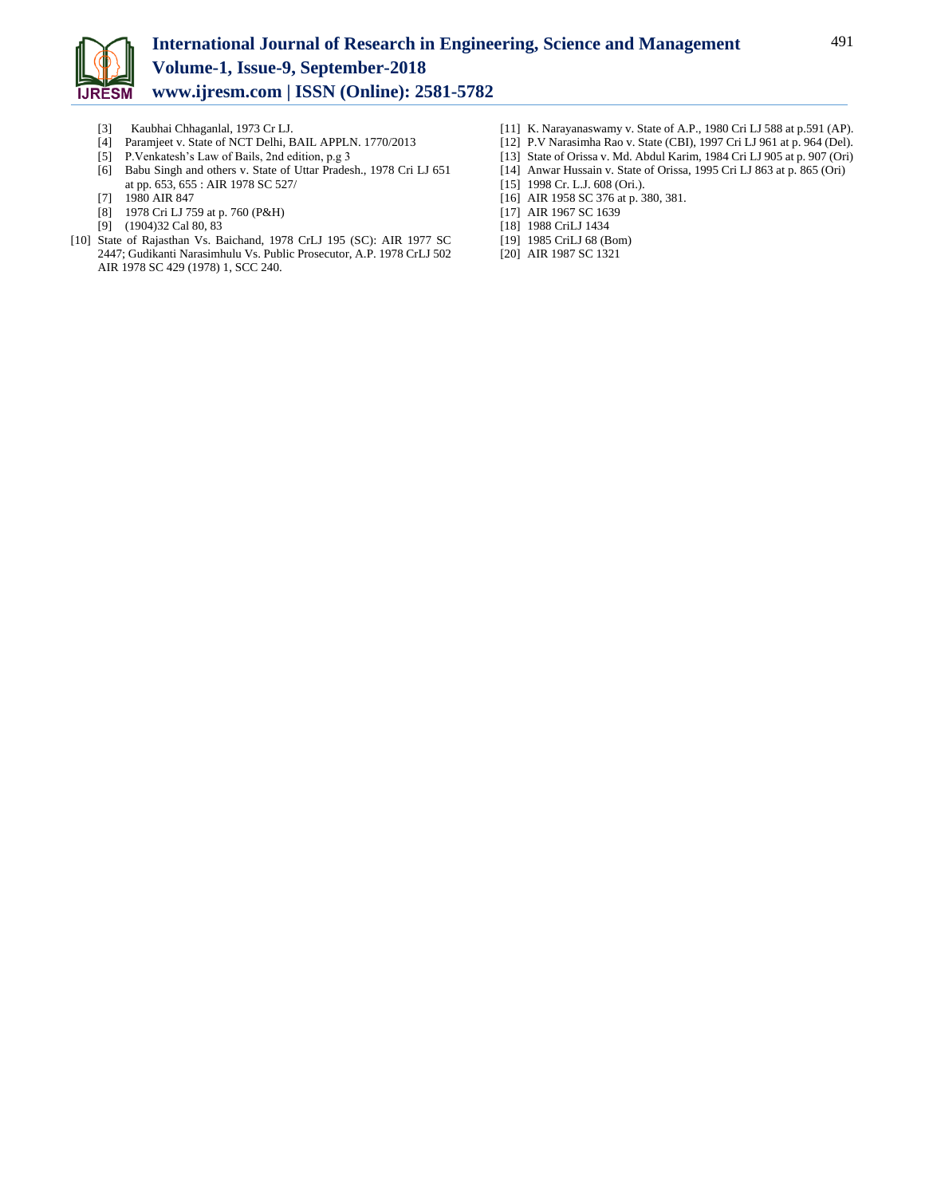[3] Kaubhai Chhaganlal, 1973 Cr LJ.
[4] Paramjeet v. State of NCT Delhi, BAIL APPLN. 1770/2013
[5] P.Venkatesh's Law of Bails, 2nd edition, p.g 3
[6] Babu Singh and others v. State of Uttar Pradesh., 1978 Cri LJ 651 at pp. 653, 655 : AIR 1978 SC 527/
[7] 1980 AIR 847
[8] 1978 Cri LJ 759 at p. 760 (P&H)
[9] (1904)32 Cal 80, 83
[10] State of Rajasthan Vs. Baichand, 1978 CrLJ 195 (SC): AIR 1977 SC 2447; Gudikanti Narasimhulu Vs. Public Prosecutor, A.P. 1978 CrLJ 502 AIR 1978 SC 429 (1978) 1, SCC 240.
[11] K. Narayanaswamy v. State of A.P., 1980 Cri LJ 588 at p.591 (AP).
[12] P.V Narasimha Rao v. State (CBI), 1997 Cri LJ 961 at p. 964 (Del).
[13] State of Orissa v. Md. Abdul Karim, 1984 Cri LJ 905 at p. 907 (Ori)
[14] Anwar Hussain v. State of Orissa, 1995 Cri LJ 863 at p. 865 (Ori)
[15] 1998 Cr. L.J. 608 (Ori.).
[16] AIR 1958 SC 376 at p. 380, 381.
[17] AIR 1967 SC 1639
[18] 1988 CriLJ 1434
[19] 1985 CriLJ 68 (Bom)
[20] AIR 1987 SC 1321